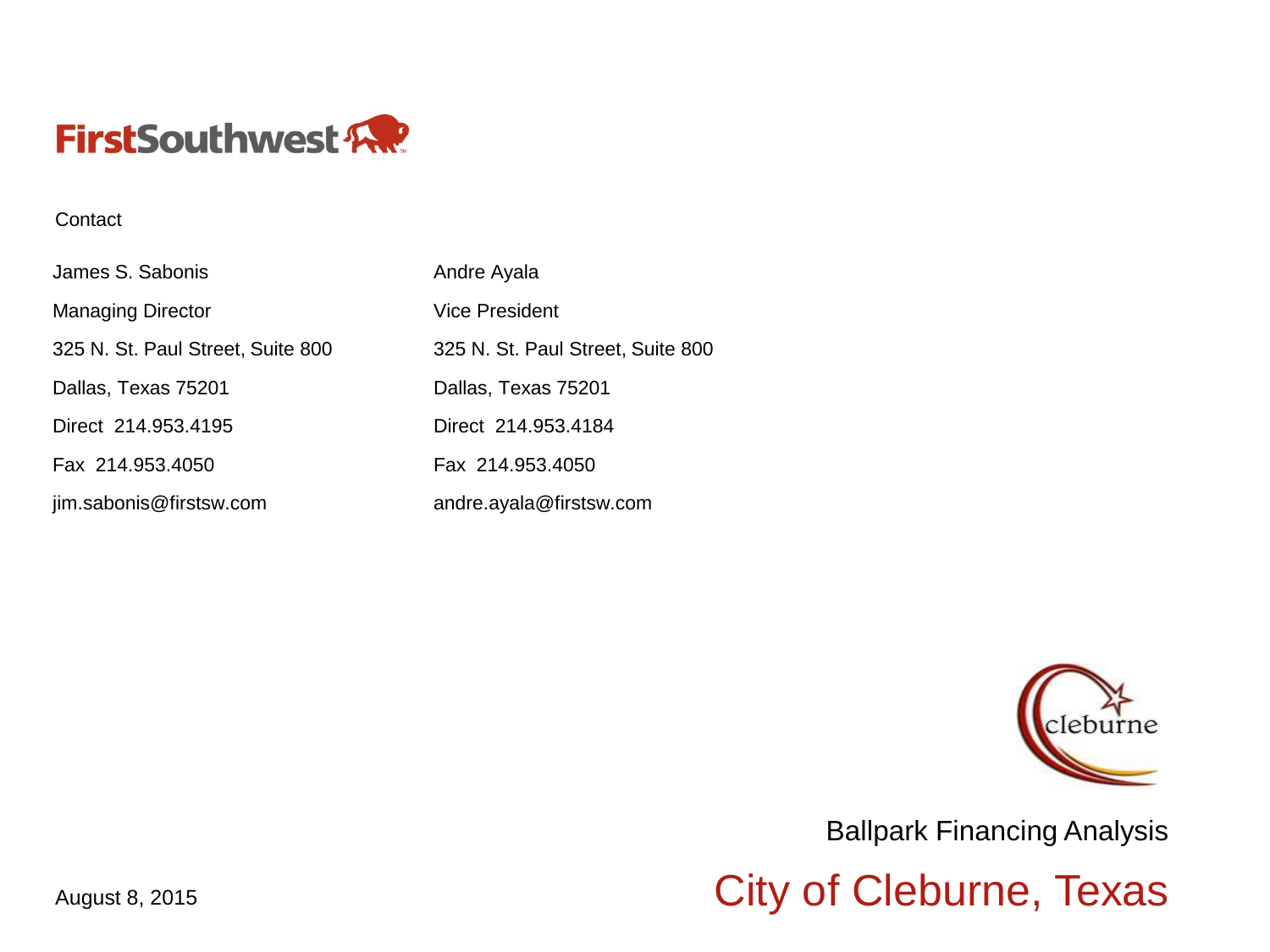FirstSouthwest

Contact

| James S. Sabonis | Andre Ayala |
| --- | --- |
| Managing Director | Vice President |
| 325 N. St. Paul Street, Suite 800 | 325 N. St. Paul Street, Suite 800 |
| Dallas, Texas 75201 | Dallas, Texas 75201 |
| Direct 214.953.4195 | Direct 214.953.4184 |
| Fax 214.953.4050 | Fax 214.953.4050 |
| jim.sabonis@firstsw.com | andre.ayala@firstsw.com |

cleburne

Ballpark Financing Analysis

# City of Cleburne, Texas

August 8, 2015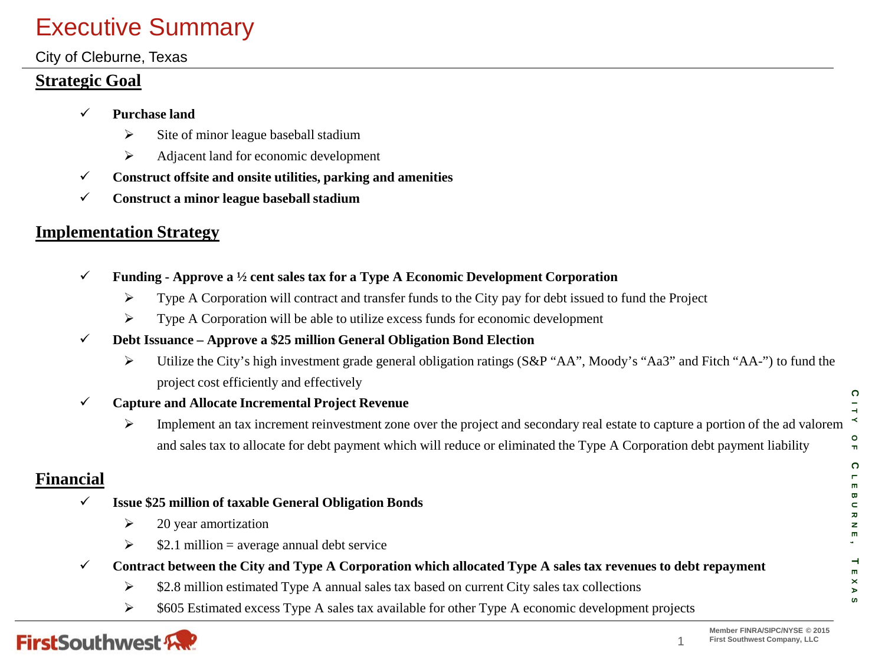# Executive Summary

City of Cleburne, Texas

## Strategic Goal

- ✓ **Purchase land**
  - ➢ Site of minor league baseball stadium
  - ➢ Adjacent land for economic development
- ✓ **Construct offsite and onsite utilities, parking and amenities**
- ✓ **Construct a minor league baseball stadium**

## Implementation Strategy

- ✓ **Funding - Approve a ½ cent sales tax for a Type A Economic Development Corporation**
  - ➢ Type A Corporation will contract and transfer funds to the City pay for debt issued to fund the Project
  - ➢ Type A Corporation will be able to utilize excess funds for economic development
- ✓ **Debt Issuance – Approve a $25 million General Obligation Bond Election**
  - ➢ Utilize the City's high investment grade general obligation ratings (S&P "AA", Moody's "Aa3" and Fitch "AA-") to fund the project cost efficiently and effectively
- ✓ **Capture and Allocate Incremental Project Revenue**
  - ➢ Implement an tax increment reinvestment zone over the project and secondary real estate to capture a portion of the ad valorem and sales tax to allocate for debt payment which will reduce or eliminated the Type A Corporation debt payment liability

## Financial

- ✓ **Issue $25 million of taxable General Obligation Bonds**
  - ➢ 20 year amortization
  - ➢ $2.1 million = average annual debt service
- ✓ **Contract between the City and Type A Corporation which allocated Type A sales tax revenues to debt repayment**
  - ➢ $2.8 million estimated Type A annual sales tax based on current City sales tax collections
  - ➢ $605 Estimated excess Type A sales tax available for other Type A economic development projects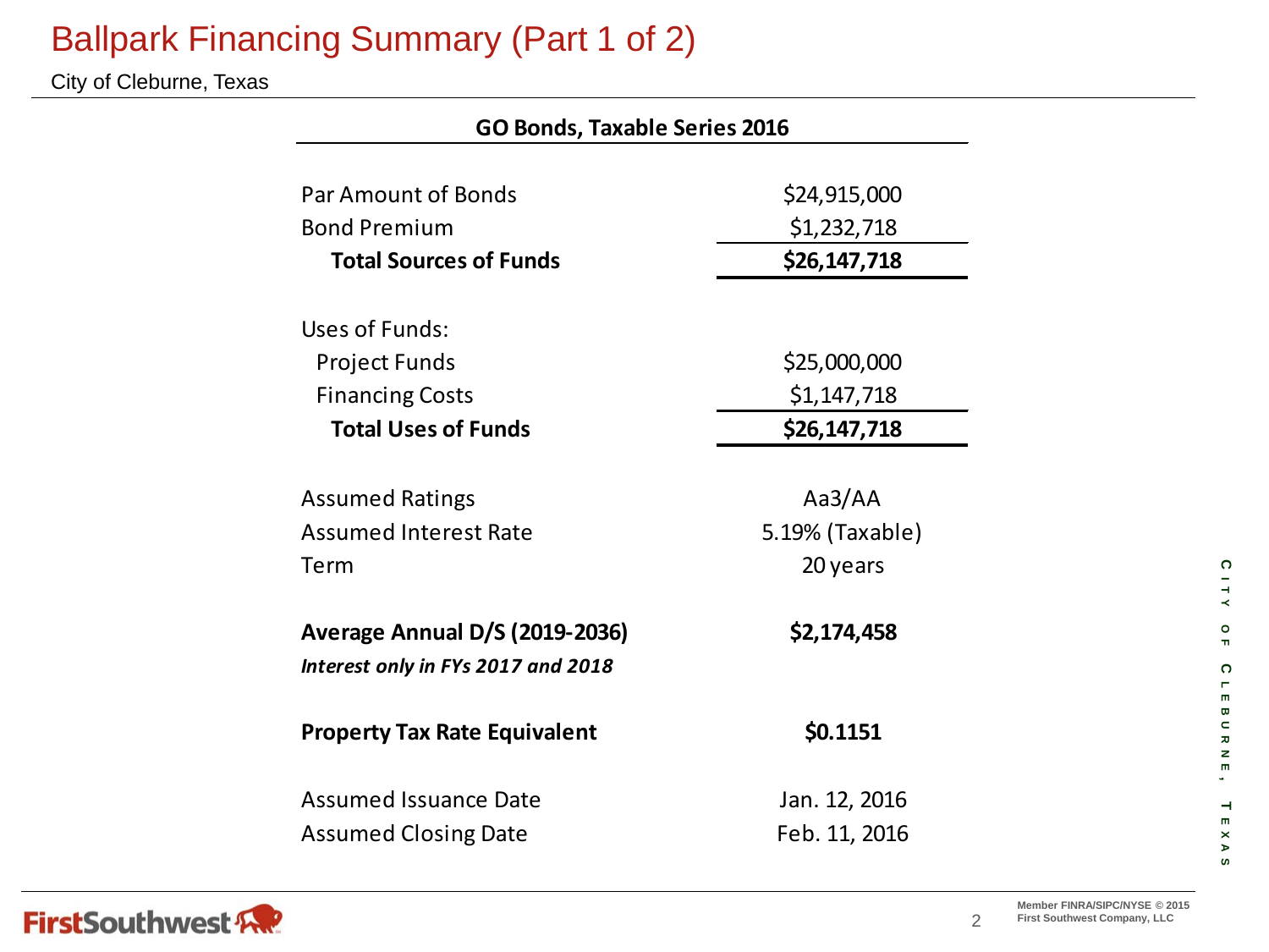# Ballpark Financing Summary (Part 1 of 2)

City of Cleburne, Texas

| GO Bonds, Taxable Series 2016 | |
|---|---|
| Par Amount of Bonds | $24,915,000 |
| Bond Premium | $1,232,718 |
| **Total Sources of Funds** | **$26,147,718** |
| | |
| Uses of Funds: | |
| Project Funds | $25,000,000 |
| Financing Costs | $1,147,718 |
| **Total Uses of Funds** | **$26,147,718** |
| | |
| Assumed Ratings | Aa3/AA |
| Assumed Interest Rate | 5.19% (Taxable) |
| Term | 20 years |
| | |
| **Average Annual D/S (2019-2036)** | **$2,174,458** |
| ***Interest only in FYs 2017 and 2018*** | |
| | |
| **Property Tax Rate Equivalent** | **$0.1151** |
| | |
| Assumed Issuance Date | Jan. 12, 2016 |
| Assumed Closing Date | Feb. 11, 2016 |

Member FINRA/SIPC/NYSE © 2015 First Southwest Company, LLC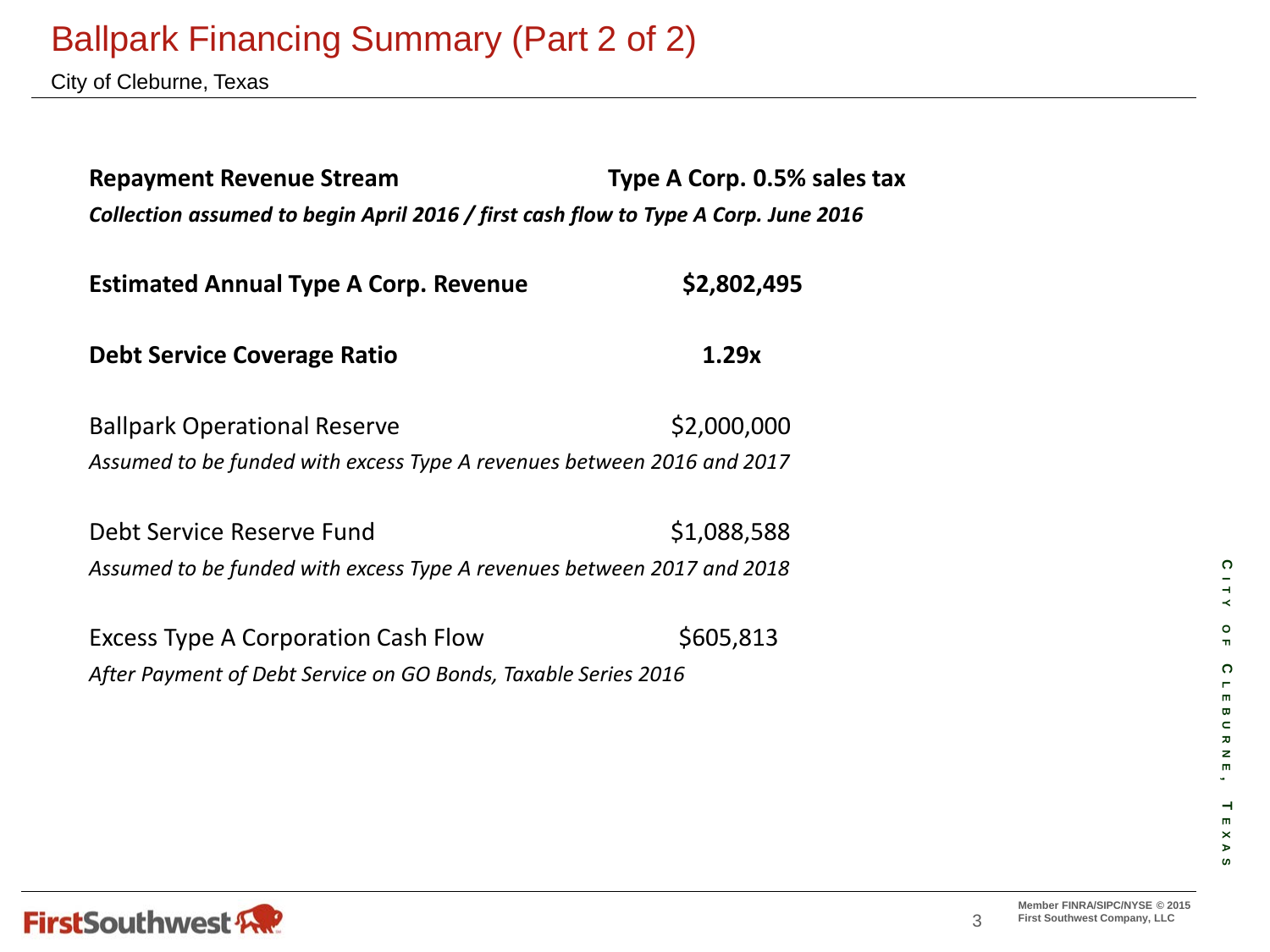# Ballpark Financing Summary (Part 2 of 2)

City of Cleburne, Texas

**Repayment Revenue Stream** **Type A Corp. 0.5% sales tax**

***Collection assumed to begin April 2016 / first cash flow to Type A Corp. June 2016***

**Estimated Annual Type A Corp. Revenue** **$2,802,495**

**Debt Service Coverage Ratio** **1.29x**

Ballpark Operational Reserve $2,000,000

*Assumed to be funded with excess Type A revenues between 2016 and 2017*

Debt Service Reserve Fund $1,088,588

*Assumed to be funded with excess Type A revenues between 2017 and 2018*

Excess Type A Corporation Cash Flow $605,813

*After Payment of Debt Service on GO Bonds, Taxable Series 2016*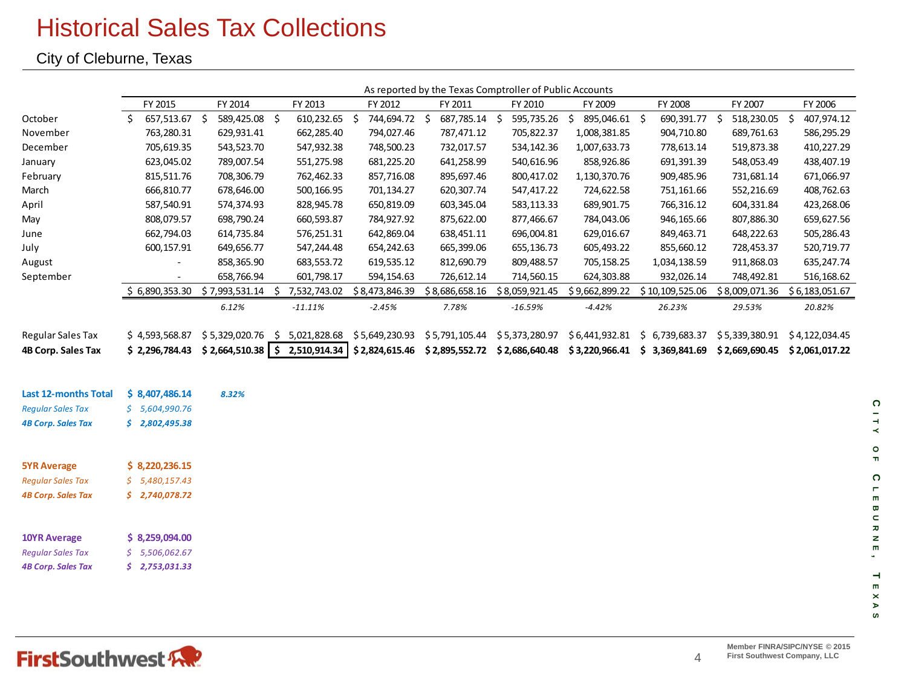# Historical Sales Tax Collections

City of Cleburne, Texas

As reported by the Texas Comptroller of Public Accounts

| | FY 2015 | FY 2014 | FY 2013 | FY 2012 | FY 2011 | FY 2010 | FY 2009 | FY 2008 | FY 2007 | FY 2006 |
|---|---|---|---|---|---|---|---|---|---|---|
| October | $ 657,513.67 | $ 589,425.08 | $ 610,232.65 | $ 744,694.72 | $ 687,785.14 | $ 595,735.26 | $ 895,046.61 | $ 690,391.77 | $ 518,230.05 | $ 407,974.12 |
| November | 763,280.31 | 629,931.41 | 662,285.40 | 794,027.46 | 787,471.12 | 705,822.37 | 1,008,381.85 | 904,710.80 | 689,761.63 | 586,295.29 |
| December | 705,619.35 | 543,523.70 | 547,932.38 | 748,500.23 | 732,017.57 | 534,142.36 | 1,007,633.73 | 778,613.14 | 519,873.38 | 410,227.29 |
| January | 623,045.02 | 789,007.54 | 551,275.98 | 681,225.20 | 641,258.99 | 540,616.96 | 858,926.86 | 691,391.39 | 548,053.49 | 438,407.19 |
| February | 815,511.76 | 708,306.79 | 762,462.33 | 857,716.08 | 895,697.46 | 800,417.02 | 1,130,370.76 | 909,485.96 | 731,681.14 | 671,066.97 |
| March | 666,810.77 | 678,646.00 | 500,166.95 | 701,134.27 | 620,307.74 | 547,417.22 | 724,622.58 | 751,161.66 | 552,216.69 | 408,762.63 |
| April | 587,540.91 | 574,374.93 | 828,945.78 | 650,819.09 | 603,345.04 | 583,113.33 | 689,901.75 | 766,316.12 | 604,331.84 | 423,268.06 |
| May | 808,079.57 | 698,790.24 | 660,593.87 | 784,927.92 | 875,622.00 | 877,466.67 | 784,043.06 | 946,165.66 | 807,886.30 | 659,627.56 |
| June | 662,794.03 | 614,735.84 | 576,251.31 | 642,869.04 | 638,451.11 | 696,004.81 | 629,016.67 | 849,463.71 | 648,222.63 | 505,286.43 |
| July | 600,157.91 | 649,656.77 | 547,244.48 | 654,242.63 | 665,399.06 | 655,136.73 | 605,493.22 | 855,660.12 | 728,453.37 | 520,719.77 |
| August | - | 858,365.90 | 683,553.72 | 619,535.12 | 812,690.79 | 809,488.57 | 705,158.25 | 1,034,138.59 | 911,868.03 | 635,247.74 |
| September | - | 658,766.94 | 601,798.17 | 594,154.63 | 726,612.14 | 714,560.15 | 624,303.88 | 932,026.14 | 748,492.81 | 516,168.62 |
| | $ 6,890,353.30 | $ 7,993,531.14 | $ 7,532,743.02 | $ 8,473,846.39 | $ 8,686,658.16 | $ 8,059,921.45 | $ 9,662,899.22 | $ 10,109,525.06 | $ 8,009,071.36 | $ 6,183,051.67 |
| | | *6.12%* | *-11.11%* | *-2.45%* | *7.78%* | *-16.59%* | *-4.42%* | *26.23%* | *29.53%* | *20.82%* |
| Regular Sales Tax | $ 4,593,568.87 | $ 5,329,020.76 | $ 5,021,828.68 | $ 5,649,230.93 | $ 5,791,105.44 | $ 5,373,280.97 | $ 6,441,932.81 | $ 6,739,683.37 | $ 5,339,380.91 | $ 4,122,034.45 |
| **4B Corp. Sales Tax** | **$ 2,296,784.43** | **$ 2,664,510.38** | **$ 2,510,914.34** | **$ 2,824,615.46** | **$ 2,895,552.72** | **$ 2,686,640.48** | **$ 3,220,966.41** | **$ 3,369,841.69** | **$ 2,669,690.45** | **$ 2,061,017.22** |

| | | |
|---|---|---|
| **Last 12-months Total** | **$ 8,407,486.14** | ***8.32%*** |
| *Regular Sales Tax* | *$ 5,604,990.76* | |
| ***4B Corp. Sales Tax*** | ***$ 2,802,495.38*** | |
| **5YR Average** | **$ 8,220,236.15** | |
| *Regular Sales Tax* | *$ 5,480,157.43* | |
| ***4B Corp. Sales Tax*** | ***$ 2,740,078.72*** | |
| **10YR Average** | **$ 8,259,094.00** | |
| *Regular Sales Tax* | *$ 5,506,062.67* | |
| ***4B Corp. Sales Tax*** | ***$ 2,753,031.33*** | |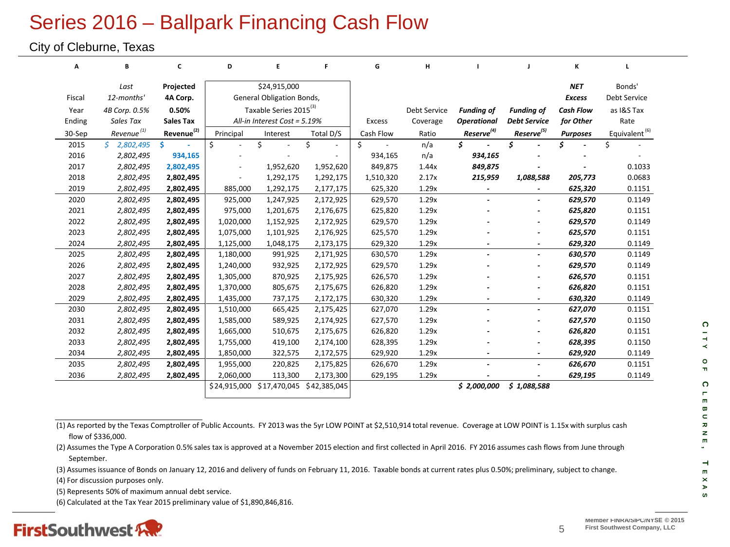# Series 2016 – Ballpark Financing Cash Flow

City of Cleburne, Texas

| A | B | C | D | E | F | G | H | I | J | K | L |
|---|---|---|---|---|---|---|---|---|---|---|---|
| | *Last* | **Projected** | | $24,915,000 | | | | | | ***NET*** | Bonds' |
| Fiscal | *12-months'* | **4A Corp.** | | General Obligation Bonds, | | | | | | ***Excess*** | Debt Service |
| Year | *4B Corp. 0.5%* | **0.50%** | | Taxable Series 2015[3] | | | Debt Service | ***Funding of*** | ***Funding of*** | ***Cash Flow*** | as I&S Tax |
| Ending | *Sales Tax* | **Sales Tax** | | *All-in Interest Cost = 5.19%* | | Excess | Coverage | ***Operational*** | ***Debt Service*** | ***for Other*** | Rate |
| 30-Sep | *Revenue* [1] | **Revenue**[2] | Principal | Interest | Total D/S | Cash Flow | Ratio | ***Reserve***[4] | ***Reserve***[5] | ***Purposes*** | Equivalent [6] |
| 2015 | $ 2,802,495 | $ - | $ - | $ - | $ - | $ - | n/a | $ - | $ - | $ - | $ - |
| 2016 | 2,802,495 | 934,165 | - | - | - | 934,165 | n/a | 934,165 | - | - | - |
| 2017 | 2,802,495 | 2,802,495 | - | 1,952,620 | 1,952,620 | 849,875 | 1.44x | 849,875 | - | - | 0.1033 |
| 2018 | 2,802,495 | 2,802,495 | - | 1,292,175 | 1,292,175 | 1,510,320 | 2.17x | 215,959 | 1,088,588 | 205,773 | 0.0683 |
| 2019 | 2,802,495 | 2,802,495 | 885,000 | 1,292,175 | 2,177,175 | 625,320 | 1.29x | - | - | 625,320 | 0.1151 |
| 2020 | 2,802,495 | 2,802,495 | 925,000 | 1,247,925 | 2,172,925 | 629,570 | 1.29x | - | - | 629,570 | 0.1149 |
| 2021 | 2,802,495 | 2,802,495 | 975,000 | 1,201,675 | 2,176,675 | 625,820 | 1.29x | - | - | 625,820 | 0.1151 |
| 2022 | 2,802,495 | 2,802,495 | 1,020,000 | 1,152,925 | 2,172,925 | 629,570 | 1.29x | - | - | 629,570 | 0.1149 |
| 2023 | 2,802,495 | 2,802,495 | 1,075,000 | 1,101,925 | 2,176,925 | 625,570 | 1.29x | - | - | 625,570 | 0.1151 |
| 2024 | 2,802,495 | 2,802,495 | 1,125,000 | 1,048,175 | 2,173,175 | 629,320 | 1.29x | - | - | 629,320 | 0.1149 |
| 2025 | 2,802,495 | 2,802,495 | 1,180,000 | 991,925 | 2,171,925 | 630,570 | 1.29x | - | - | 630,570 | 0.1149 |
| 2026 | 2,802,495 | 2,802,495 | 1,240,000 | 932,925 | 2,172,925 | 629,570 | 1.29x | - | - | 629,570 | 0.1149 |
| 2027 | 2,802,495 | 2,802,495 | 1,305,000 | 870,925 | 2,175,925 | 626,570 | 1.29x | - | - | 626,570 | 0.1151 |
| 2028 | 2,802,495 | 2,802,495 | 1,370,000 | 805,675 | 2,175,675 | 626,820 | 1.29x | - | - | 626,820 | 0.1151 |
| 2029 | 2,802,495 | 2,802,495 | 1,435,000 | 737,175 | 2,172,175 | 630,320 | 1.29x | - | - | 630,320 | 0.1149 |
| 2030 | 2,802,495 | 2,802,495 | 1,510,000 | 665,425 | 2,175,425 | 627,070 | 1.29x | - | - | 627,070 | 0.1151 |
| 2031 | 2,802,495 | 2,802,495 | 1,585,000 | 589,925 | 2,174,925 | 627,570 | 1.29x | - | - | 627,570 | 0.1150 |
| 2032 | 2,802,495 | 2,802,495 | 1,665,000 | 510,675 | 2,175,675 | 626,820 | 1.29x | - | - | 626,820 | 0.1151 |
| 2033 | 2,802,495 | 2,802,495 | 1,755,000 | 419,100 | 2,174,100 | 628,395 | 1.29x | - | - | 628,395 | 0.1150 |
| 2034 | 2,802,495 | 2,802,495 | 1,850,000 | 322,575 | 2,172,575 | 629,920 | 1.29x | - | - | 629,920 | 0.1149 |
| 2035 | 2,802,495 | 2,802,495 | 1,955,000 | 220,825 | 2,175,825 | 626,670 | 1.29x | - | - | 626,670 | 0.1151 |
| 2036 | 2,802,495 | 2,802,495 | 2,060,000 | 113,300 | 2,173,300 | 629,195 | 1.29x | - | - | 629,195 | 0.1149 |
| | | | $24,915,000 | $17,470,045 | $42,385,045 | | | $ 2,000,000 | $ 1,088,588 | | |

(1) As reported by the Texas Comptroller of Public Accounts. FY 2013 was the 5yr LOW POINT at $2,510,914 total revenue. Coverage at LOW POINT is 1.15x with surplus cash flow of $336,000.

(2) Assumes the Type A Corporation 0.5% sales tax is approved at a November 2015 election and first collected in April 2016. FY 2016 assumes cash flows from June through September.

(3) Assumes issuance of Bonds on January 12, 2016 and delivery of funds on February 11, 2016. Taxable bonds at current rates plus 0.50%; preliminary, subject to change.

(4) For discussion purposes only.

(5) Represents 50% of maximum annual debt service.

(6) Calculated at the Tax Year 2015 preliminary value of $1,890,846,816.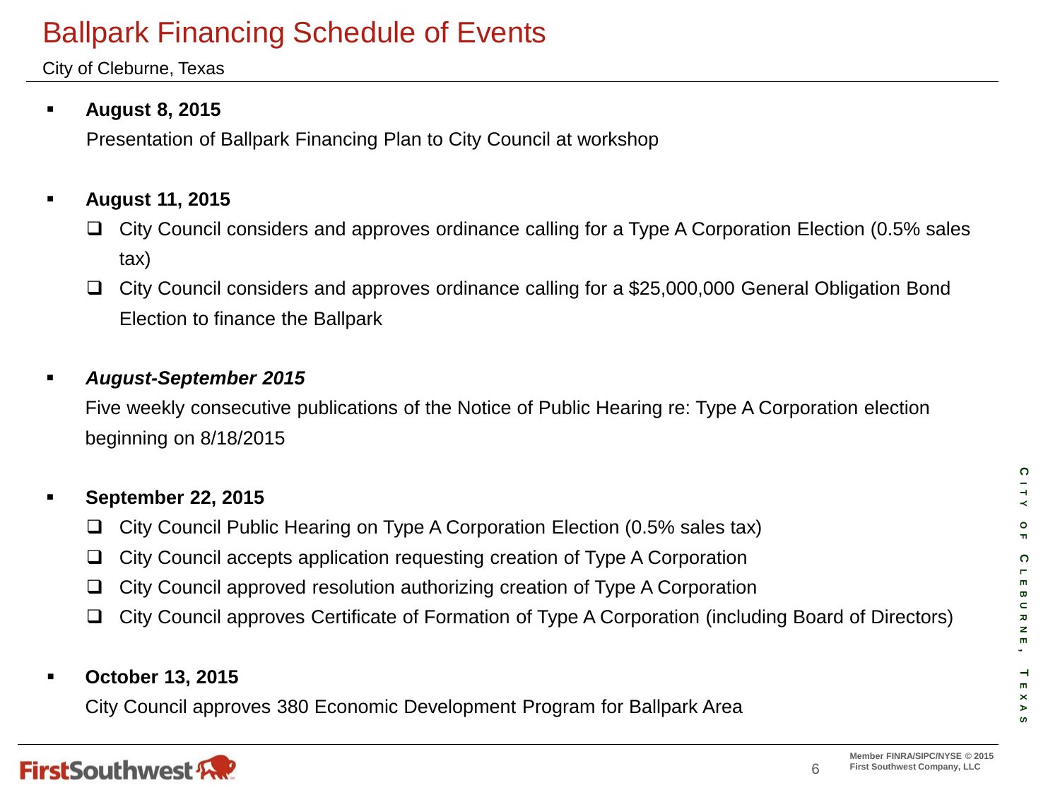# Ballpark Financing Schedule of Events

City of Cleburne, Texas

- **August 8, 2015**

  Presentation of Ballpark Financing Plan to City Council at workshop

- **August 11, 2015**
  - ❑ City Council considers and approves ordinance calling for a Type A Corporation Election (0.5% sales tax)
  - ❑ City Council considers and approves ordinance calling for a $25,000,000 General Obligation Bond Election to finance the Ballpark

- ***August-September 2015***

  Five weekly consecutive publications of the Notice of Public Hearing re: Type A Corporation election beginning on 8/18/2015

- **September 22, 2015**
  - ❑ City Council Public Hearing on Type A Corporation Election (0.5% sales tax)
  - ❑ City Council accepts application requesting creation of Type A Corporation
  - ❑ City Council approved resolution authorizing creation of Type A Corporation
  - ❑ City Council approves Certificate of Formation of Type A Corporation (including Board of Directors)

- **October 13, 2015**

  City Council approves 380 Economic Development Program for Ballpark Area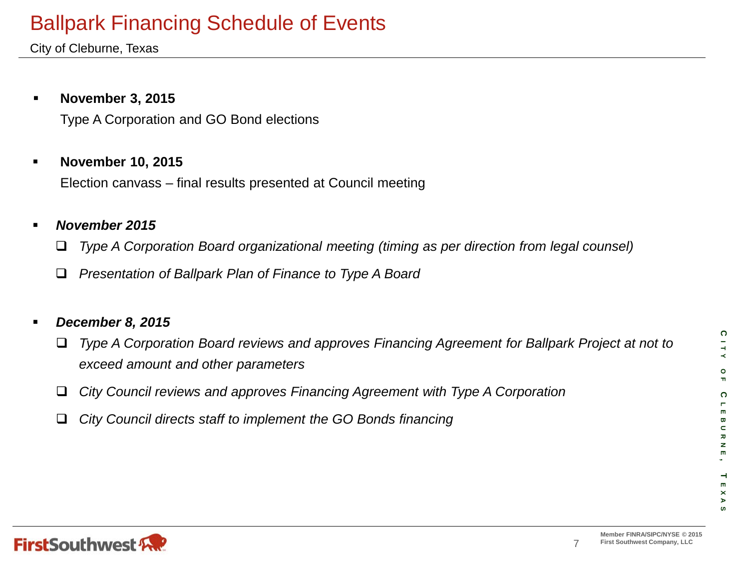# Ballpark Financing Schedule of Events

City of Cleburne, Texas

- **November 3, 2015**

  Type A Corporation and GO Bond elections

- **November 10, 2015**

  Election canvass – final results presented at Council meeting

- ***November 2015***
  - *Type A Corporation Board organizational meeting (timing as per direction from legal counsel)*
  - *Presentation of Ballpark Plan of Finance to Type A Board*

- ***December 8, 2015***
  - *Type A Corporation Board reviews and approves Financing Agreement for Ballpark Project at not to exceed amount and other parameters*
  - *City Council reviews and approves Financing Agreement with Type A Corporation*
  - *City Council directs staff to implement the GO Bonds financing*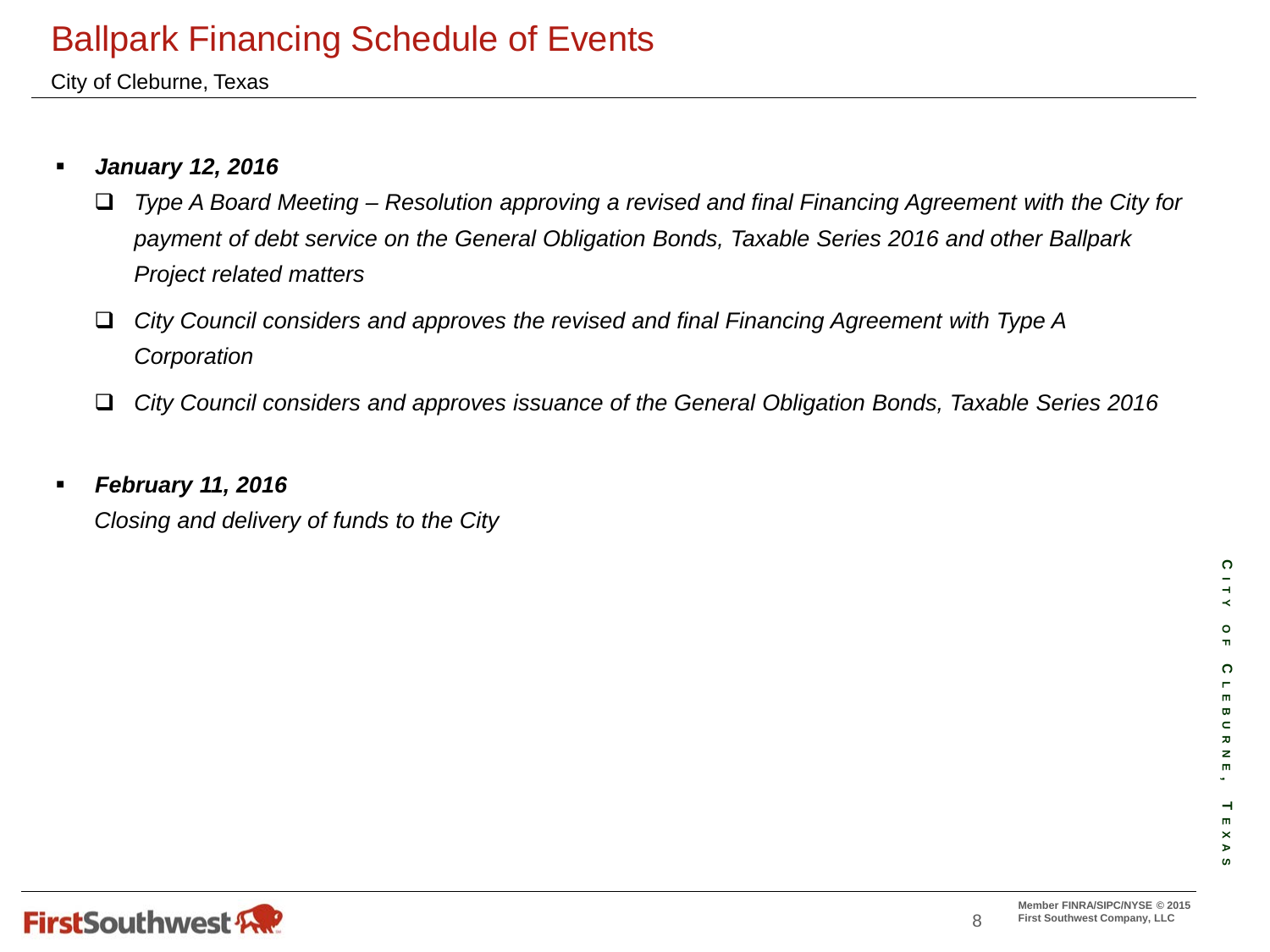# Ballpark Financing Schedule of Events

City of Cleburne, Texas

- ***January 12, 2016***
  - *Type A Board Meeting – Resolution approving a revised and final Financing Agreement with the City for payment of debt service on the General Obligation Bonds, Taxable Series 2016 and other Ballpark Project related matters*
  - *City Council considers and approves the revised and final Financing Agreement with Type A Corporation*
  - *City Council considers and approves issuance of the General Obligation Bonds, Taxable Series 2016*

- ***February 11, 2016***

  *Closing and delivery of funds to the City*